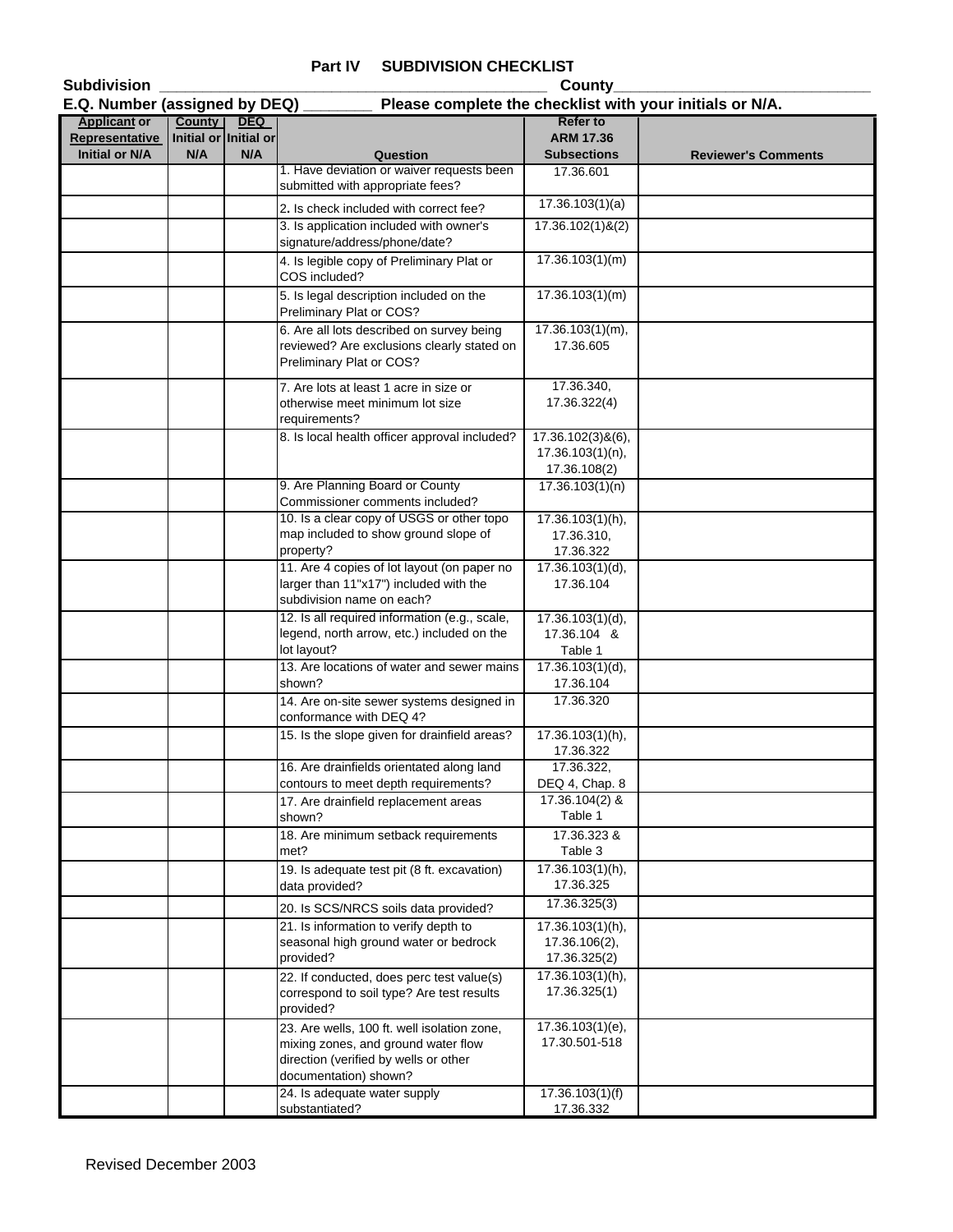# Part IV SUBDIVISION CHECKLIST

**Subdivision** ____________________________________________ **County**_____________________________

**E.Q. Number (assigned by DEQ)** ________ **Please complete the checklist with your initials or N/A.**

| Applicant or Representative Initial or N/A | County Initial or N/A | DEQ Initial or N/A | Question | Refer to ARM 17.36 Subsections | Reviewer's Comments |
|---|---|---|---|---|---|
| | | | 1. Have deviation or waiver requests been submitted with appropriate fees? | 17.36.601 | |
| | | | 2. Is check included with correct fee? | 17.36.103(1)(a) | |
| | | | 3. Is application included with owner's signature/address/phone/date? | 17.36.102(1)&(2) | |
| | | | 4. Is legible copy of Preliminary Plat or COS included? | 17.36.103(1)(m) | |
| | | | 5. Is legal description included on the Preliminary Plat or COS? | 17.36.103(1)(m) | |
| | | | 6. Are all lots described on survey being reviewed? Are exclusions clearly stated on Preliminary Plat or COS? | 17.36.103(1)(m), 17.36.605 | |
| | | | 7. Are lots at least 1 acre in size or otherwise meet minimum lot size requirements? | 17.36.340, 17.36.322(4) | |
| | | | 8. Is local health officer approval included? | 17.36.102(3)&(6), 17.36.103(1)(n), 17.36.108(2) | |
| | | | 9. Are Planning Board or County Commissioner comments included? | 17.36.103(1)(n) | |
| | | | 10. Is a clear copy of USGS or other topo map included to show ground slope of property? | 17.36.103(1)(h), 17.36.310, 17.36.322 | |
| | | | 11. Are 4 copies of lot layout (on paper no larger than 11"x17") included with the subdivision name on each? | 17.36.103(1)(d), 17.36.104 | |
| | | | 12. Is all required information (e.g., scale, legend, north arrow, etc.) included on the lot layout? | 17.36.103(1)(d), 17.36.104 & Table 1 | |
| | | | 13. Are locations of water and sewer mains shown? | 17.36.103(1)(d), 17.36.104 | |
| | | | 14. Are on-site sewer systems designed in conformance with DEQ 4? | 17.36.320 | |
| | | | 15. Is the slope given for drainfield areas? | 17.36.103(1)(h), 17.36.322 | |
| | | | 16. Are drainfields orientated along land contours to meet depth requirements? | 17.36.322, DEQ 4, Chap. 8 | |
| | | | 17. Are drainfield replacement areas shown? | 17.36.104(2) & Table 1 | |
| | | | 18. Are minimum setback requirements met? | 17.36.323 & Table 3 | |
| | | | 19. Is adequate test pit (8 ft. excavation) data provided? | 17.36.103(1)(h), 17.36.325 | |
| | | | 20. Is SCS/NRCS soils data provided? | 17.36.325(3) | |
| | | | 21. Is information to verify depth to seasonal high ground water or bedrock provided? | 17.36.103(1)(h), 17.36.106(2), 17.36.325(2) | |
| | | | 22. If conducted, does perc test value(s) correspond to soil type? Are test results provided? | 17.36.103(1)(h), 17.36.325(1) | |
| | | | 23. Are wells, 100 ft. well isolation zone, mixing zones, and ground water flow direction (verified by wells or other documentation) shown? | 17.36.103(1)(e), 17.30.501-518 | |
| | | | 24. Is adequate water supply substantiated? | 17.36.103(1)(f) 17.36.332 | |

Revised December 2003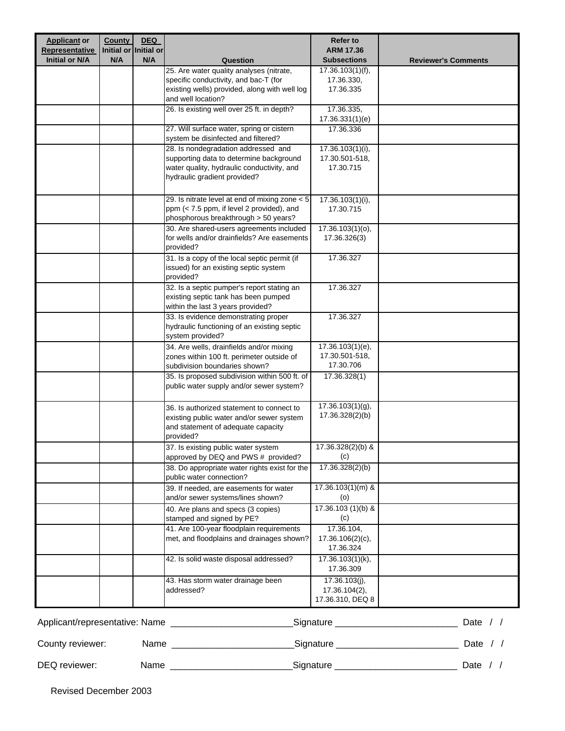| **Applicant or Representative Initial or N/A** | **County Initial or N/A** | **DEQ Initial or N/A** | **Question** | **Refer to ARM 17.36 Subsections** | **Reviewer's Comments** |
|---|---|---|---|---|---|
| | | | 25. Are water quality analyses (nitrate, specific conductivity, and bac-T (for existing wells) provided, along with well log and well location? | 17.36.103(1)(f), 17.36.330, 17.36.335 | |
| | | | 26. Is existing well over 25 ft. in depth? | 17.36.335, 17.36.331(1)(e) | |
| | | | 27. Will surface water, spring or cistern system be disinfected and filtered? | 17.36.336 | |
| | | | 28. Is nondegradation addressed and supporting data to determine background water quality, hydraulic conductivity, and hydraulic gradient provided? | 17.36.103(1)(i), 17.30.501-518, 17.30.715 | |
| | | | 29. Is nitrate level at end of mixing zone < 5 ppm (< 7.5 ppm, if level 2 provided), and phosphorous breakthrough > 50 years? | 17.36.103(1)(i), 17.30.715 | |
| | | | 30. Are shared-users agreements included for wells and/or drainfields? Are easements provided? | 17.36.103(1)(o), 17.36.326(3) | |
| | | | 31. Is a copy of the local septic permit (if issued) for an existing septic system provided? | 17.36.327 | |
| | | | 32. Is a septic pumper's report stating an existing septic tank has been pumped within the last 3 years provided? | 17.36.327 | |
| | | | 33. Is evidence demonstrating proper hydraulic functioning of an existing septic system provided? | 17.36.327 | |
| | | | 34. Are wells, drainfields and/or mixing zones within 100 ft. perimeter outside of subdivision boundaries shown? | 17.36.103(1)(e), 17.30.501-518, 17.30.706 | |
| | | | 35. Is proposed subdivision within 500 ft. of public water supply and/or sewer system? | 17.36.328(1) | |
| | | | 36. Is authorized statement to connect to existing public water and/or sewer system and statement of adequate capacity provided? | 17.36.103(1)(g), 17.36.328(2)(b) | |
| | | | 37. Is existing public water system approved by DEQ and PWS # provided? | 17.36.328(2)(b) & (c) | |
| | | | 38. Do appropriate water rights exist for the public water connection? | 17.36.328(2)(b) | |
| | | | 39. If needed, are easements for water and/or sewer systems/lines shown? | 17.36.103(1)(m) & (o) | |
| | | | 40. Are plans and specs (3 copies) stamped and signed by PE? | 17.36.103 (1)(b) & (c) | |
| | | | 41. Are 100-year floodplain requirements met, and floodplains and drainages shown? | 17.36.104, 17.36.106(2)(c), 17.36.324 | |
| | | | 42. Is solid waste disposal addressed? | 17.36.103(1)(k), 17.36.309 | |
| | | | 43. Has storm water drainage been addressed? | 17.36.103(j), 17.36.104(2), 17.36.310, DEQ 8 | |

Applicant/representative: Name ________________________ Signature ________________________ Date / /

County reviewer: Name ________________________ Signature ________________________ Date / /

DEQ reviewer: Name ________________________ Signature ________________________ Date / /

Revised December 2003